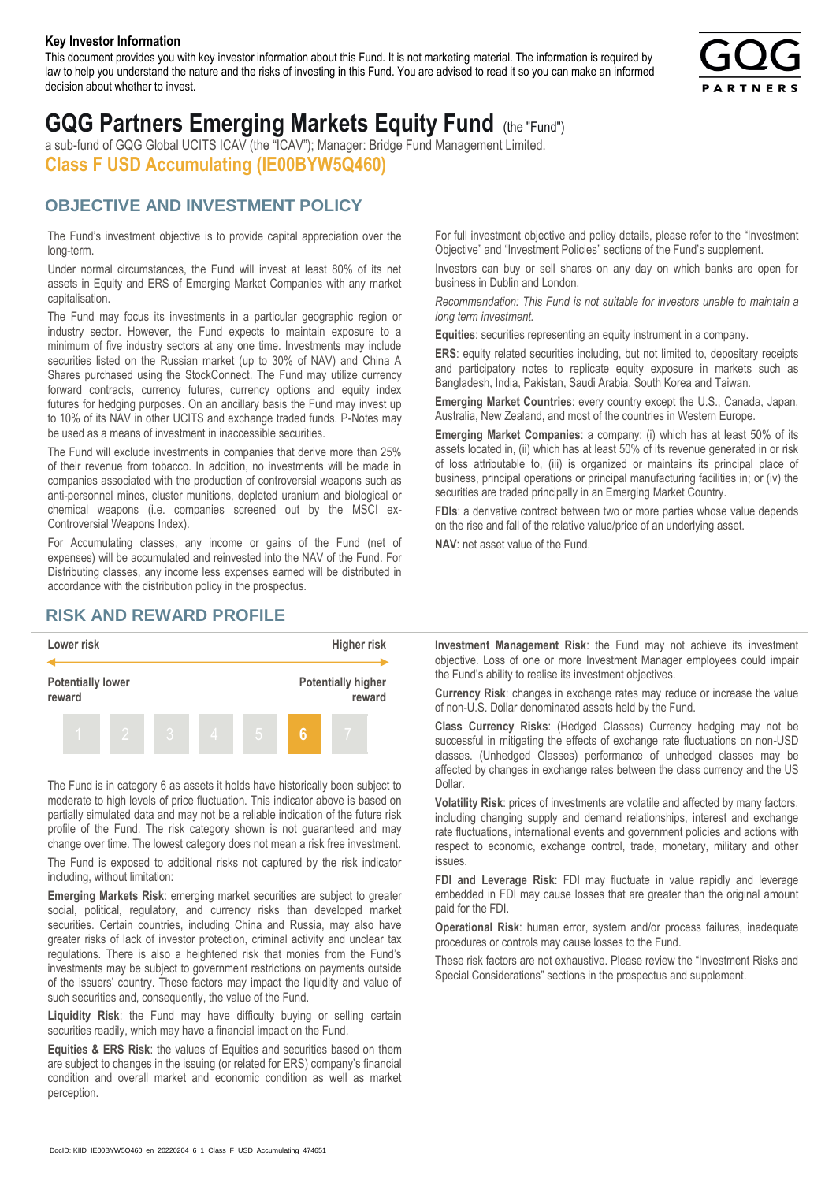**Key Investor Information**

This document provides you with key investor information about this Fund. It is not marketing material. The information is required by law to help you understand the nature and the risks of investing in this Fund. You are advised to read it so you can make an informed decision about whether to invest.

# GQG Partners Emerging Markets Equity Fund (the "Fund")

a sub-fund of GQG Global UCITS ICAV (the "ICAV"); Manager: Bridge Fund Management Limited.

## Class F USD Accumulating (IE00BYW5Q460)

## OBJECTIVE AND INVESTMENT POLICY

The Fund's investment objective is to provide capital appreciation over the long-term.

Under normal circumstances, the Fund will invest at least 80% of its net assets in Equity and ERS of Emerging Market Companies with any market capitalisation.

The Fund may focus its investments in a particular geographic region or industry sector. However, the Fund expects to maintain exposure to a minimum of five industry sectors at any one time. Investments may include securities listed on the Russian market (up to 30% of NAV) and China A Shares purchased using the StockConnect. The Fund may utilize currency forward contracts, currency futures, currency options and equity index futures for hedging purposes. On an ancillary basis the Fund may invest up to 10% of its NAV in other UCITS and exchange traded funds. P-Notes may be used as a means of investment in inaccessible securities.

The Fund will exclude investments in companies that derive more than 25% of their revenue from tobacco. In addition, no investments will be made in companies associated with the production of controversial weapons such as anti-personnel mines, cluster munitions, depleted uranium and biological or chemical weapons (i.e. companies screened out by the MSCI ex-Controversial Weapons Index).

For Accumulating classes, any income or gains of the Fund (net of expenses) will be accumulated and reinvested into the NAV of the Fund. For Distributing classes, any income less expenses earned will be distributed in accordance with the distribution policy in the prospectus.

For full investment objective and policy details, please refer to the "Investment Objective" and "Investment Policies" sections of the Fund's supplement.

Investors can buy or sell shares on any day on which banks are open for business in Dublin and London.

*Recommendation: This Fund is not suitable for investors unable to maintain a long term investment.*

**Equities**: securities representing an equity instrument in a company.

**ERS**: equity related securities including, but not limited to, depositary receipts and participatory notes to replicate equity exposure in markets such as Bangladesh, India, Pakistan, Saudi Arabia, South Korea and Taiwan.

**Emerging Market Countries**: every country except the U.S., Canada, Japan, Australia, New Zealand, and most of the countries in Western Europe.

**Emerging Market Companies**: a company: (i) which has at least 50% of its assets located in, (ii) which has at least 50% of its revenue generated in or risk of loss attributable to, (iii) is organized or maintains its principal place of business, principal operations or principal manufacturing facilities in; or (iv) the securities are traded principally in an Emerging Market Country.

**FDIs**: a derivative contract between two or more parties whose value depends on the rise and fall of the relative value/price of an underlying asset.

**NAV**: net asset value of the Fund.

## RISK AND REWARD PROFILE

| Lower risk | | | | | | Higher risk |
|---|---|---|---|---|---|---|
| Potentially lower reward | | | | | | Potentially higher reward |
| 1 | 2 | 3 | 4 | 5 | **6** | 7 |

The Fund is in category 6 as assets it holds have historically been subject to moderate to high levels of price fluctuation. This indicator above is based on partially simulated data and may not be a reliable indication of the future risk profile of the Fund. The risk category shown is not guaranteed and may change over time. The lowest category does not mean a risk free investment.

The Fund is exposed to additional risks not captured by the risk indicator including, without limitation:

**Emerging Markets Risk**: emerging market securities are subject to greater social, political, regulatory, and currency risks than developed market securities. Certain countries, including China and Russia, may also have greater risks of lack of investor protection, criminal activity and unclear tax regulations. There is also a heightened risk that monies from the Fund's investments may be subject to government restrictions on payments outside of the issuers' country. These factors may impact the liquidity and value of such securities and, consequently, the value of the Fund.

**Liquidity Risk**: the Fund may have difficulty buying or selling certain securities readily, which may have a financial impact on the Fund.

**Equities & ERS Risk**: the values of Equities and securities based on them are subject to changes in the issuing (or related for ERS) company's financial condition and overall market and economic condition as well as market perception.

**Investment Management Risk**: the Fund may not achieve its investment objective. Loss of one or more Investment Manager employees could impair the Fund's ability to realise its investment objectives.

**Currency Risk**: changes in exchange rates may reduce or increase the value of non-U.S. Dollar denominated assets held by the Fund.

**Class Currency Risks**: (Hedged Classes) Currency hedging may not be successful in mitigating the effects of exchange rate fluctuations on non-USD classes. (Unhedged Classes) performance of unhedged classes may be affected by changes in exchange rates between the class currency and the US Dollar.

**Volatility Risk**: prices of investments are volatile and affected by many factors, including changing supply and demand relationships, interest and exchange rate fluctuations, international events and government policies and actions with respect to economic, exchange control, trade, monetary, military and other issues.

**FDI and Leverage Risk**: FDI may fluctuate in value rapidly and leverage embedded in FDI may cause losses that are greater than the original amount paid for the FDI.

**Operational Risk**: human error, system and/or process failures, inadequate procedures or controls may cause losses to the Fund.

These risk factors are not exhaustive. Please review the "Investment Risks and Special Considerations" sections in the prospectus and supplement.

DocID: KIID_IE00BYW5Q460_en_20220204_6_1_Class_F_USD_Accumulating_474651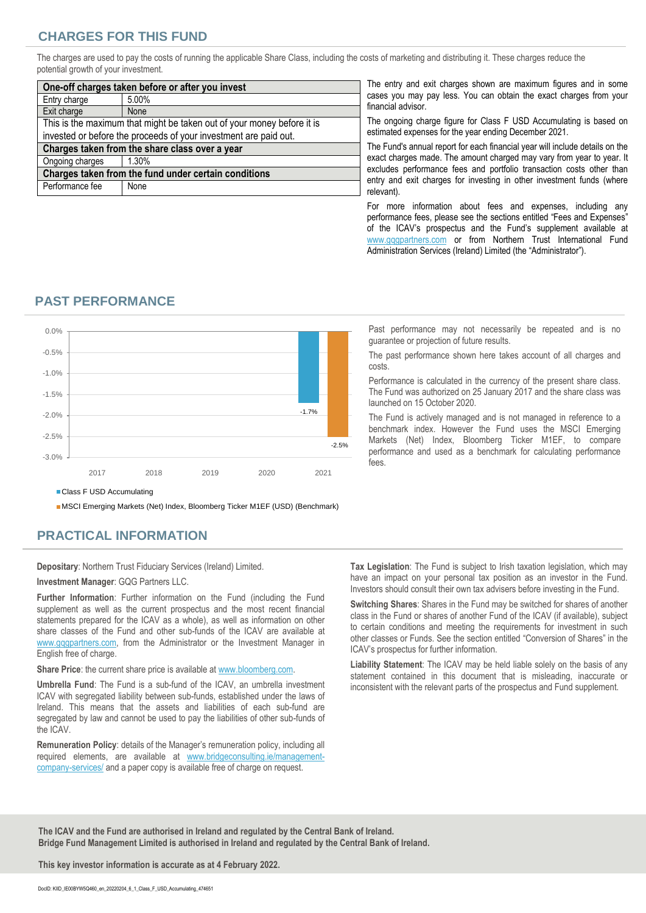## CHARGES FOR THIS FUND

The charges are used to pay the costs of running the applicable Share Class, including the costs of marketing and distributing it. These charges reduce the potential growth of your investment.

| One-off charges taken before or after you invest | |
|---|---|
| Entry charge | 5.00% |
| Exit charge | None |
| This is the maximum that might be taken out of your money before it is invested or before the proceeds of your investment are paid out. | |
| **Charges taken from the share class over a year** | |
| Ongoing charges | 1.30% |
| **Charges taken from the fund under certain conditions** | |
| Performance fee | None |

The entry and exit charges shown are maximum figures and in some cases you may pay less. You can obtain the exact charges from your financial advisor.

The ongoing charge figure for Class F USD Accumulating is based on estimated expenses for the year ending December 2021.

The Fund's annual report for each financial year will include details on the exact charges made. The amount charged may vary from year to year. It excludes performance fees and portfolio transaction costs other than entry and exit charges for investing in other investment funds (where relevant).

For more information about fees and expenses, including any performance fees, please see the sections entitled "Fees and Expenses" of the ICAV's prospectus and the Fund's supplement available at www.gqgpartners.com or from Northern Trust International Fund Administration Services (Ireland) Limited (the "Administrator").

## PAST PERFORMANCE

0.0%
-0.5%
-1.0%
-1.5%
-2.0%
-2.5%
-3.0%

2017 2018 2019 2020 2021

-1.7%
-2.5%

Class F USD Accumulating

MSCI Emerging Markets (Net) Index, Bloomberg Ticker M1EF (USD) (Benchmark)

Past performance may not necessarily be repeated and is no guarantee or projection of future results.

The past performance shown here takes account of all charges and costs.

Performance is calculated in the currency of the present share class. The Fund was authorized on 25 January 2017 and the share class was launched on 15 October 2020.

The Fund is actively managed and is not managed in reference to a benchmark index. However the Fund uses the MSCI Emerging Markets (Net) Index, Bloomberg Ticker M1EF, to compare performance and used as a benchmark for calculating performance fees.

## PRACTICAL INFORMATION

**Depositary**: Northern Trust Fiduciary Services (Ireland) Limited.

**Investment Manager**: GQG Partners LLC.

**Further Information**: Further information on the Fund (including the Fund supplement as well as the current prospectus and the most recent financial statements prepared for the ICAV as a whole), as well as information on other share classes of the Fund and other sub-funds of the ICAV are available at www.gqgpartners.com, from the Administrator or the Investment Manager in English free of charge.

**Share Price**: the current share price is available at www.bloomberg.com.

**Umbrella Fund**: The Fund is a sub-fund of the ICAV, an umbrella investment ICAV with segregated liability between sub-funds, established under the laws of Ireland. This means that the assets and liabilities of each sub-fund are segregated by law and cannot be used to pay the liabilities of other sub-funds of the ICAV.

**Remuneration Policy**: details of the Manager's remuneration policy, including all required elements, are available at www.bridgeconsulting.ie/management-company-services/ and a paper copy is available free of charge on request.

**Tax Legislation**: The Fund is subject to Irish taxation legislation, which may have an impact on your personal tax position as an investor in the Fund. Investors should consult their own tax advisers before investing in the Fund.

**Switching Shares**: Shares in the Fund may be switched for shares of another class in the Fund or shares of another Fund of the ICAV (if available), subject to certain conditions and meeting the requirements for investment in such other classes or Funds. See the section entitled "Conversion of Shares" in the ICAV's prospectus for further information.

**Liability Statement**: The ICAV may be held liable solely on the basis of any statement contained in this document that is misleading, inaccurate or inconsistent with the relevant parts of the prospectus and Fund supplement.

**The ICAV and the Fund are authorised in Ireland and regulated by the Central Bank of Ireland.**
**Bridge Fund Management Limited is authorised in Ireland and regulated by the Central Bank of Ireland.**

**This key investor information is accurate as at 4 February 2022.**

DocID: KIID_IE00BYW5Q460_en_20220204_6_1_Class_F_USD_Accumulating_474651